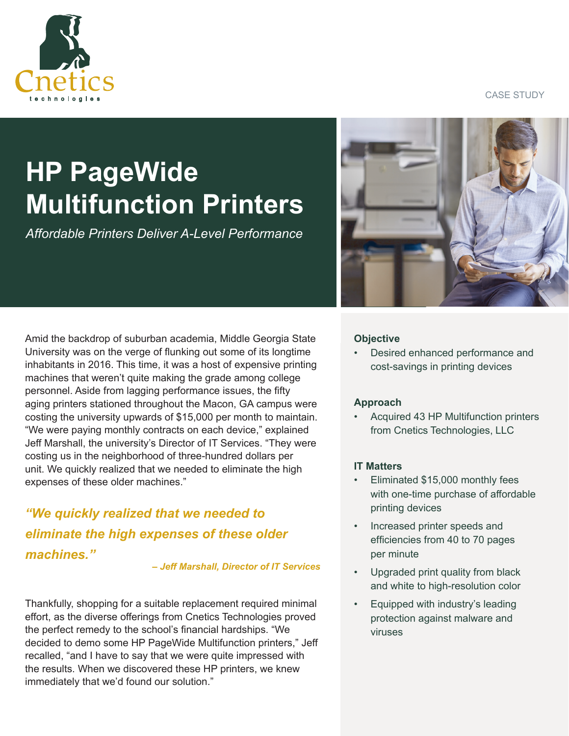Cnetics technologies

CASE STUDY

# HP PageWide Multifunction Printers

*Affordable Printers Deliver A-Level Performance*

Amid the backdrop of suburban academia, Middle Georgia State University was on the verge of flunking out some of its longtime inhabitants in 2016. This time, it was a host of expensive printing machines that weren't quite making the grade among college personnel. Aside from lagging performance issues, the fifty aging printers stationed throughout the Macon, GA campus were costing the university upwards of $15,000 per month to maintain. "We were paying monthly contracts on each device," explained Jeff Marshall, the university's Director of IT Services. "They were costing us in the neighborhood of three-hundred dollars per unit. We quickly realized that we needed to eliminate the high expenses of these older machines."

> ***"We quickly realized that we needed to eliminate the high expenses of these older machines."***
>
> ***– Jeff Marshall, Director of IT Services***

Thankfully, shopping for a suitable replacement required minimal effort, as the diverse offerings from Cnetics Technologies proved the perfect remedy to the school's financial hardships. "We decided to demo some HP PageWide Multifunction printers," Jeff recalled, "and I have to say that we were quite impressed with the results. When we discovered these HP printers, we knew immediately that we'd found our solution."

### Objective

- Desired enhanced performance and cost-savings in printing devices

### Approach

- Acquired 43 HP Multifunction printers from Cnetics Technologies, LLC

### IT Matters

- Eliminated $15,000 monthly fees with one-time purchase of affordable printing devices
- Increased printer speeds and efficiencies from 40 to 70 pages per minute
- Upgraded print quality from black and white to high-resolution color
- Equipped with industry's leading protection against malware and viruses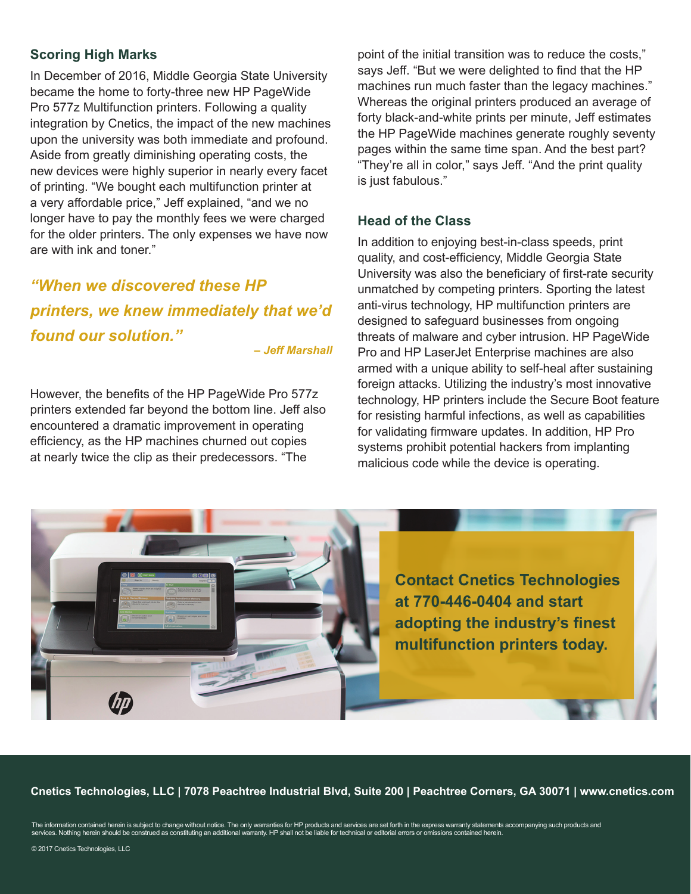## Scoring High Marks

In December of 2016, Middle Georgia State University became the home to forty-three new HP PageWide Pro 577z Multifunction printers. Following a quality integration by Cnetics, the impact of the new machines upon the university was both immediate and profound. Aside from greatly diminishing operating costs, the new devices were highly superior in nearly every facet of printing. "We bought each multifunction printer at a very affordable price," Jeff explained, "and we no longer have to pay the monthly fees we were charged for the older printers. The only expenses we have now are with ink and toner."

> ***"When we discovered these HP printers, we knew immediately that we'd found our solution."***
>
> ***– Jeff Marshall***

However, the benefits of the HP PageWide Pro 577z printers extended far beyond the bottom line. Jeff also encountered a dramatic improvement in operating efficiency, as the HP machines churned out copies at nearly twice the clip as their predecessors. "The point of the initial transition was to reduce the costs," says Jeff. "But we were delighted to find that the HP machines run much faster than the legacy machines." Whereas the original printers produced an average of forty black-and-white prints per minute, Jeff estimates the HP PageWide machines generate roughly seventy pages within the same time span. And the best part? "They're all in color," says Jeff. "And the print quality is just fabulous."

## Head of the Class

In addition to enjoying best-in-class speeds, print quality, and cost-efficiency, Middle Georgia State University was also the beneficiary of first-rate security unmatched by competing printers. Sporting the latest anti-virus technology, HP multifunction printers are designed to safeguard businesses from ongoing threats of malware and cyber intrusion. HP PageWide Pro and HP LaserJet Enterprise machines are also armed with a unique ability to self-heal after sustaining foreign attacks. Utilizing the industry's most innovative technology, HP printers include the Secure Boot feature for resisting harmful infections, as well as capabilities for validating firmware updates. In addition, HP Pro systems prohibit potential hackers from implanting malicious code while the device is operating.

**Contact Cnetics Technologies at 770-446-0404 and start adopting the industry's finest multifunction printers today.**

**Cnetics Technologies, LLC | 7078 Peachtree Industrial Blvd, Suite 200 | Peachtree Corners, GA 30071 | www.cnetics.com**

The information contained herein is subject to change without notice. The only warranties for HP products and services are set forth in the express warranty statements accompanying such products and services. Nothing herein should be construed as constituting an additional warranty. HP shall not be liable for technical or editorial errors or omissions contained herein.

© 2017 Cnetics Technologies, LLC